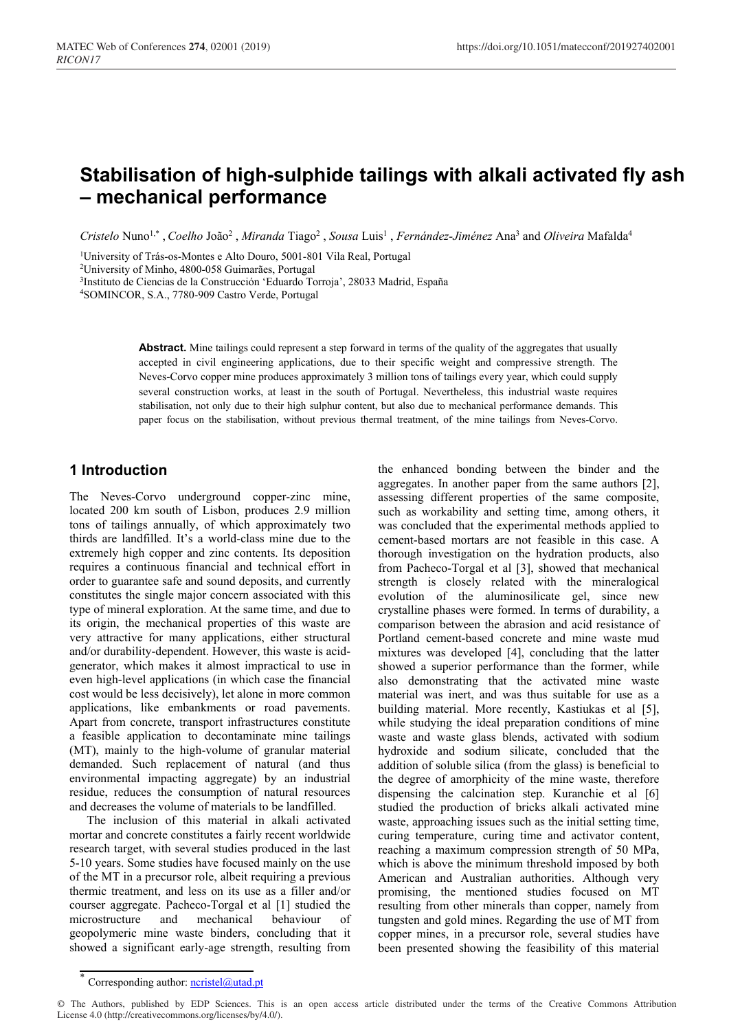# Stabilisation of high-sulphide tailings with alkali activated fly ash – mechanical performance

*Cristelo* Nuno[1,*] , *Coelho* João[2] , *Miranda* Tiago[2] , *Sousa* Luis[1] , *Fernández-Jiménez* Ana[3] and *Oliveira* Mafalda[4]

[1]University of Trás-os-Montes e Alto Douro, 5001-801 Vila Real, Portugal
[2]University of Minho, 4800-058 Guimarães, Portugal
[3]Instituto de Ciencias de la Construcción 'Eduardo Torroja', 28033 Madrid, España
[4]SOMINCOR, S.A., 7780-909 Castro Verde, Portugal

**Abstract.** Mine tailings could represent a step forward in terms of the quality of the aggregates that usually accepted in civil engineering applications, due to their specific weight and compressive strength. The Neves-Corvo copper mine produces approximately 3 million tons of tailings every year, which could supply several construction works, at least in the south of Portugal. Nevertheless, this industrial waste requires stabilisation, not only due to their high sulphur content, but also due to mechanical performance demands. This paper focus on the stabilisation, without previous thermal treatment, of the mine tailings from Neves-Corvo.

## 1 Introduction

The Neves-Corvo underground copper-zinc mine, located 200 km south of Lisbon, produces 2.9 million tons of tailings annually, of which approximately two thirds are landfilled. It's a world-class mine due to the extremely high copper and zinc contents. Its deposition requires a continuous financial and technical effort in order to guarantee safe and sound deposits, and currently constitutes the single major concern associated with this type of mineral exploration. At the same time, and due to its origin, the mechanical properties of this waste are very attractive for many applications, either structural and/or durability-dependent. However, this waste is acid-generator, which makes it almost impractical to use in even high-level applications (in which case the financial cost would be less decisively), let alone in more common applications, like embankments or road pavements. Apart from concrete, transport infrastructures constitute a feasible application to decontaminate mine tailings (MT), mainly to the high-volume of granular material demanded. Such replacement of natural (and thus environmental impacting aggregate) by an industrial residue, reduces the consumption of natural resources and decreases the volume of materials to be landfilled.

The inclusion of this material in alkali activated mortar and concrete constitutes a fairly recent worldwide research target, with several studies produced in the last 5-10 years. Some studies have focused mainly on the use of the MT in a precursor role, albeit requiring a previous thermic treatment, and less on its use as a filler and/or courser aggregate. Pacheco-Torgal et al [1] studied the microstructure and mechanical behaviour of geopolymeric mine waste binders, concluding that it showed a significant early-age strength, resulting from the enhanced bonding between the binder and the aggregates. In another paper from the same authors [2], assessing different properties of the same composite, such as workability and setting time, among others, it was concluded that the experimental methods applied to cement-based mortars are not feasible in this case. A thorough investigation on the hydration products, also from Pacheco-Torgal et al [3], showed that mechanical strength is closely related with the mineralogical evolution of the aluminosilicate gel, since new crystalline phases were formed. In terms of durability, a comparison between the abrasion and acid resistance of Portland cement-based concrete and mine waste mud mixtures was developed [4], concluding that the latter showed a superior performance than the former, while also demonstrating that the activated mine waste material was inert, and was thus suitable for use as a building material. More recently, Kastiukas et al [5], while studying the ideal preparation conditions of mine waste and waste glass blends, activated with sodium hydroxide and sodium silicate, concluded that the addition of soluble silica (from the glass) is beneficial to the degree of amorphicity of the mine waste, therefore dispensing the calcination step. Kuranchie et al [6] studied the production of bricks alkali activated mine waste, approaching issues such as the initial setting time, curing temperature, curing time and activator content, reaching a maximum compression strength of 50 MPa, which is above the minimum threshold imposed by both American and Australian authorities. Although very promising, the mentioned studies focused on MT resulting from other minerals than copper, namely from tungsten and gold mines. Regarding the use of MT from copper mines, in a precursor role, several studies have been presented showing the feasibility of this material

* Corresponding author: ncristel@utad.pt

© The Authors, published by EDP Sciences. This is an open access article distributed under the terms of the Creative Commons Attribution License 4.0 (http://creativecommons.org/licenses/by/4.0/).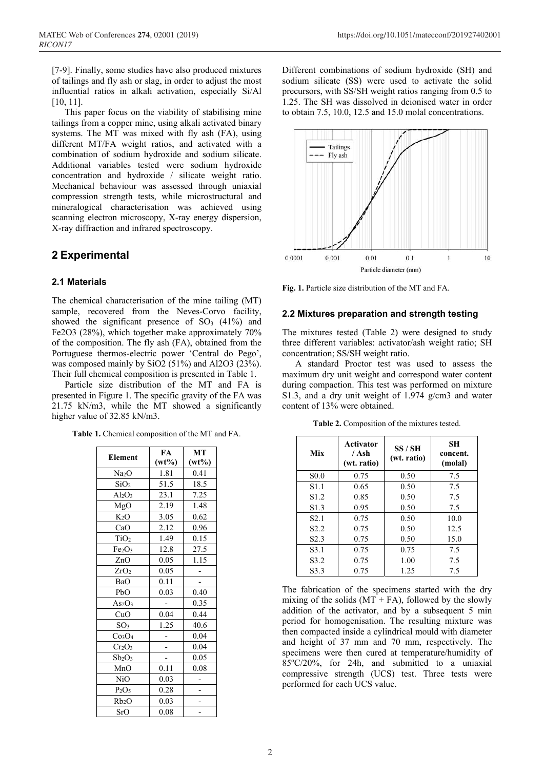[7-9]. Finally, some studies have also produced mixtures of tailings and fly ash or slag, in order to adjust the most influential ratios in alkali activation, especially Si/Al [10, 11].

This paper focus on the viability of stabilising mine tailings from a copper mine, using alkali activated binary systems. The MT was mixed with fly ash (FA), using different MT/FA weight ratios, and activated with a combination of sodium hydroxide and sodium silicate. Additional variables tested were sodium hydroxide concentration and hydroxide / silicate weight ratio. Mechanical behaviour was assessed through uniaxial compression strength tests, while microstructural and mineralogical characterisation was achieved using scanning electron microscopy, X-ray energy dispersion, X-ray diffraction and infrared spectroscopy.

## 2 Experimental

### 2.1 Materials

The chemical characterisation of the mine tailing (MT) sample, recovered from the Neves-Corvo facility, showed the significant presence of $SO_3$ (41%) and Fe2O3 (28%), which together make approximately 70% of the composition. The fly ash (FA), obtained from the Portuguese thermos-electric power 'Central do Pego', was composed mainly by SiO2 (51%) and Al2O3 (23%). Their full chemical composition is presented in Table 1.

Particle size distribution of the MT and FA is presented in Figure 1. The specific gravity of the FA was 21.75 kN/m3, while the MT showed a significantly higher value of 32.85 kN/m3.

**Table 1.** Chemical composition of the MT and FA.

| Element | FA (wt%) | MT (wt%) |
|---|---|---|
| $Na_2O$ | 1.81 | 0.41 |
| $SiO_2$ | 51.5 | 18.5 |
| $Al_2O_3$ | 23.1 | 7.25 |
| $MgO$ | 2.19 | 1.48 |
| $K_2O$ | 3.05 | 0.62 |
| $CaO$ | 2.12 | 0.96 |
| $TiO_2$ | 1.49 | 0.15 |
| $Fe_2O_3$ | 12.8 | 27.5 |
| $ZnO$ | 0.05 | 1.15 |
| $ZrO_2$ | 0.05 | - |
| $BaO$ | 0.11 | - |
| $PbO$ | 0.03 | 0.40 |
| $As_2O_3$ | - | 0.35 |
| $CuO$ | 0.04 | 0.44 |
| $SO_3$ | 1.25 | 40.6 |
| $Co_3O_4$ | - | 0.04 |
| $Cr_2O_3$ | - | 0.04 |
| $Sb_2O_3$ | - | 0.05 |
| $MnO$ | 0.11 | 0.08 |
| $NiO$ | 0.03 | - |
| $P_2O_5$ | 0.28 | - |
| $Rb_2O$ | 0.03 | - |
| $SrO$ | 0.08 | - |

Different combinations of sodium hydroxide (SH) and sodium silicate (SS) were used to activate the solid precursors, with SS/SH weight ratios ranging from 0.5 to 1.25. The SH was dissolved in deionised water in order to obtain 7.5, 10.0, 12.5 and 15.0 molal concentrations.

**Fig. 1.** Particle size distribution of the MT and FA.

### 2.2 Mixtures preparation and strength testing

The mixtures tested (Table 2) were designed to study three different variables: activator/ash weight ratio; SH concentration; SS/SH weight ratio.

A standard Proctor test was used to assess the maximum dry unit weight and correspond water content during compaction. This test was performed on mixture S1.3, and a dry unit weight of 1.974 g/cm3 and water content of 13% were obtained.

**Table 2.** Composition of the mixtures tested.

| Mix | Activator / Ash (wt. ratio) | SS / SH (wt. ratio) | SH concent. (molal) |
|---|---|---|---|
| S0.0 | 0.75 | 0.50 | 7.5 |
| S1.1 | 0.65 | 0.50 | 7.5 |
| S1.2 | 0.85 | 0.50 | 7.5 |
| S1.3 | 0.95 | 0.50 | 7.5 |
| S2.1 | 0.75 | 0.50 | 10.0 |
| S2.2 | 0.75 | 0.50 | 12.5 |
| S2.3 | 0.75 | 0.50 | 15.0 |
| S3.1 | 0.75 | 0.75 | 7.5 |
| S3.2 | 0.75 | 1.00 | 7.5 |
| S3.3 | 0.75 | 1.25 | 7.5 |

The fabrication of the specimens started with the dry mixing of the solids (MT + FA), followed by the slowly addition of the activator, and by a subsequent 5 min period for homogenisation. The resulting mixture was then compacted inside a cylindrical mould with diameter and height of 37 mm and 70 mm, respectively. The specimens were then cured at temperature/humidity of 85ºC/20%, for 24h, and submitted to a uniaxial compressive strength (UCS) test. Three tests were performed for each UCS value.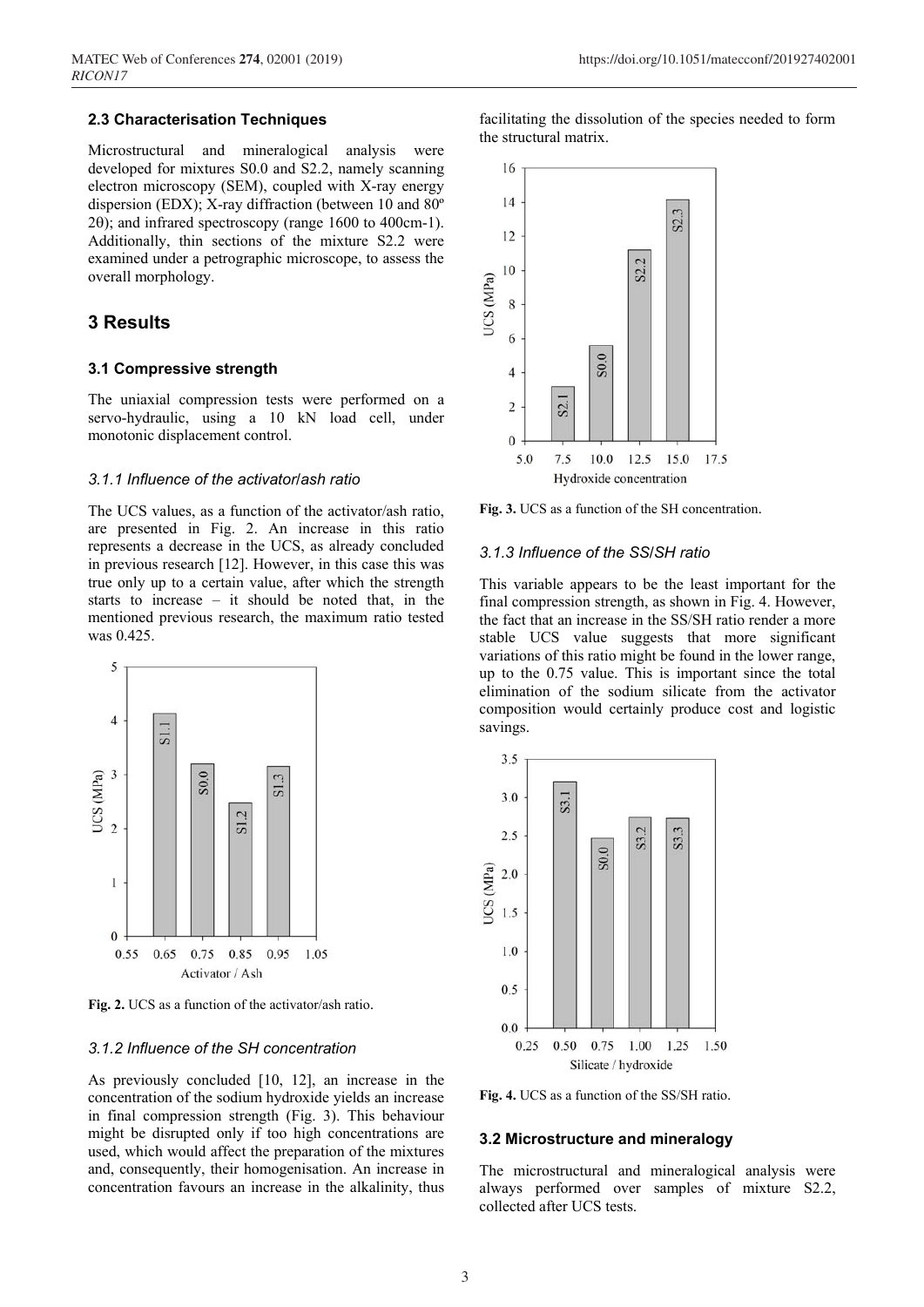### 2.3 Characterisation Techniques

Microstructural and mineralogical analysis were developed for mixtures S0.0 and S2.2, namely scanning electron microscopy (SEM), coupled with X-ray energy dispersion (EDX); X-ray diffraction (between 10 and 80º 2θ); and infrared spectroscopy (range 1600 to 400cm-1). Additionally, thin sections of the mixture S2.2 were examined under a petrographic microscope, to assess the overall morphology.

## 3 Results

### 3.1 Compressive strength

The uniaxial compression tests were performed on a servo-hydraulic, using a 10 kN load cell, under monotonic displacement control.

#### *3.1.1 Influence of the activator/ash ratio*

The UCS values, as a function of the activator/ash ratio, are presented in Fig. 2. An increase in this ratio represents a decrease in the UCS, as already concluded in previous research [12]. However, in this case this was true only up to a certain value, after which the strength starts to increase – it should be noted that, in the mentioned previous research, the maximum ratio tested was 0.425.

**Fig. 2.** UCS as a function of the activator/ash ratio.

#### *3.1.2 Influence of the SH concentration*

As previously concluded [10, 12], an increase in the concentration of the sodium hydroxide yields an increase in final compression strength (Fig. 3). This behaviour might be disrupted only if too high concentrations are used, which would affect the preparation of the mixtures and, consequently, their homogenisation. An increase in concentration favours an increase in the alkalinity, thus facilitating the dissolution of the species needed to form the structural matrix.

**Fig. 3.** UCS as a function of the SH concentration.

#### *3.1.3 Influence of the SS/SH ratio*

This variable appears to be the least important for the final compression strength, as shown in Fig. 4. However, the fact that an increase in the SS/SH ratio render a more stable UCS value suggests that more significant variations of this ratio might be found in the lower range, up to the 0.75 value. This is important since the total elimination of the sodium silicate from the activator composition would certainly produce cost and logistic savings.

**Fig. 4.** UCS as a function of the SS/SH ratio.

### 3.2 Microstructure and mineralogy

The microstructural and mineralogical analysis were always performed over samples of mixture S2.2, collected after UCS tests.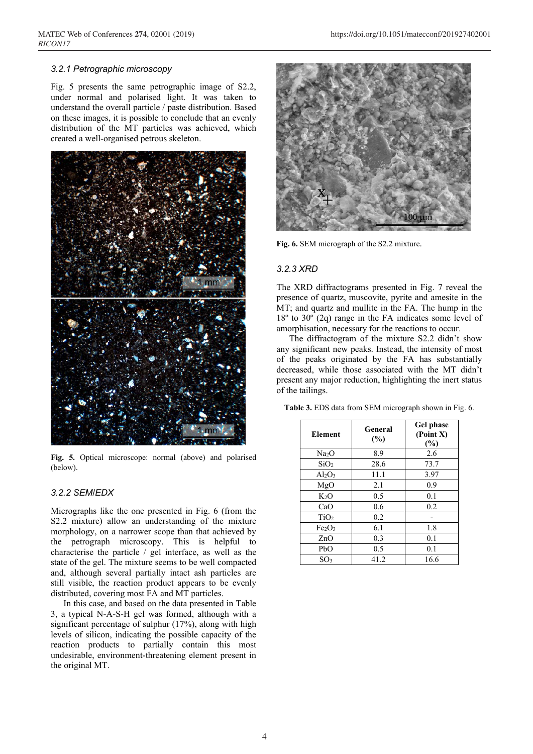### 3.2.1 Petrographic microscopy

Fig. 5 presents the same petrographic image of S2.2, under normal and polarised light. It was taken to understand the overall particle / paste distribution. Based on these images, it is possible to conclude that an evenly distribution of the MT particles was achieved, which created a well-organised petrous skeleton.

**Fig. 5.** Optical microscope: normal (above) and polarised (below).

### 3.2.2 SEM/EDX

Micrographs like the one presented in Fig. 6 (from the S2.2 mixture) allow an understanding of the mixture morphology, on a narrower scope than that achieved by the petrograph microscopy. This is helpful to characterise the particle / gel interface, as well as the state of the gel. The mixture seems to be well compacted and, although several partially intact ash particles are still visible, the reaction product appears to be evenly distributed, covering most FA and MT particles.

In this case, and based on the data presented in Table 3, a typical N-A-S-H gel was formed, although with a significant percentage of sulphur (17%), along with high levels of silicon, indicating the possible capacity of the reaction products to partially contain this most undesirable, environment-threatening element present in the original MT.

**Fig. 6.** SEM micrograph of the S2.2 mixture.

### 3.2.3 XRD

The XRD diffractograms presented in Fig. 7 reveal the presence of quartz, muscovite, pyrite and amesite in the MT; and quartz and mullite in the FA. The hump in the 18º to 30º (2q) range in the FA indicates some level of amorphisation, necessary for the reactions to occur.

The diffractogram of the mixture S2.2 didn't show any significant new peaks. Instead, the intensity of most of the peaks originated by the FA has substantially decreased, while those associated with the MT didn't present any major reduction, highlighting the inert status of the tailings.

**Table 3.** EDS data from SEM micrograph shown in Fig. 6.

| Element | General (%) | Gel phase (Point X) (%) |
|---|---|---|
| $Na_2O$ | 8.9 | 2.6 |
| $SiO_2$ | 28.6 | 73.7 |
| $Al_2O_3$ | 11.1 | 3.97 |
| MgO | 2.1 | 0.9 |
| $K_2O$ | 0.5 | 0.1 |
| CaO | 0.6 | 0.2 |
| $TiO_2$ | 0.2 | - |
| $Fe_2O_3$ | 6.1 | 1.8 |
| ZnO | 0.3 | 0.1 |
| PbO | 0.5 | 0.1 |
| $SO_3$ | 41.2 | 16.6 |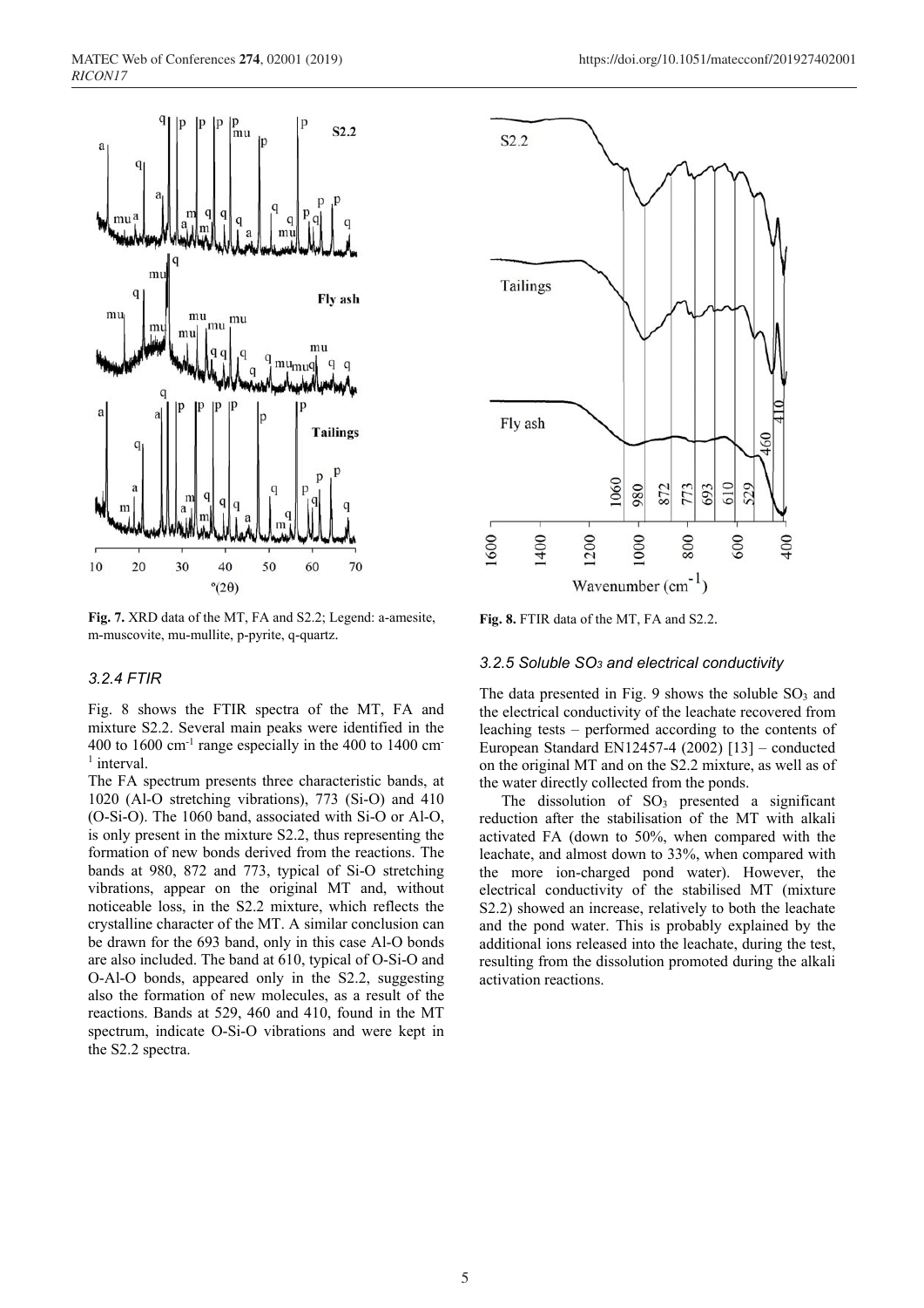**Fig. 7.** XRD data of the MT, FA and S2.2; Legend: a-amesite, m-muscovite, mu-mullite, p-pyrite, q-quartz.

**Fig. 8.** FTIR data of the MT, FA and S2.2.

### *3.2.4 FTIR*

Fig. 8 shows the FTIR spectra of the MT, FA and mixture S2.2. Several main peaks were identified in the 400 to 1600 $cm^{-1}$ range especially in the 400 to 1400 $cm^{-1}$ interval.

The FA spectrum presents three characteristic bands, at 1020 (Al-O stretching vibrations), 773 (Si-O) and 410 (O-Si-O). The 1060 band, associated with Si-O or Al-O, is only present in the mixture S2.2, thus representing the formation of new bonds derived from the reactions. The bands at 980, 872 and 773, typical of Si-O stretching vibrations, appear on the original MT and, without noticeable loss, in the S2.2 mixture, which reflects the crystalline character of the MT. A similar conclusion can be drawn for the 693 band, only in this case Al-O bonds are also included. The band at 610, typical of O-Si-O and O-Al-O bonds, appeared only in the S2.2, suggesting also the formation of new molecules, as a result of the reactions. Bands at 529, 460 and 410, found in the MT spectrum, indicate O-Si-O vibrations and were kept in the S2.2 spectra.

### *3.2.5 Soluble $SO_3$ and electrical conductivity*

The data presented in Fig. 9 shows the soluble $SO_3$ and the electrical conductivity of the leachate recovered from leaching tests – performed according to the contents of European Standard EN12457-4 (2002) [13] – conducted on the original MT and on the S2.2 mixture, as well as of the water directly collected from the ponds.

The dissolution of $SO_3$ presented a significant reduction after the stabilisation of the MT with alkali activated FA (down to 50%, when compared with the leachate, and almost down to 33%, when compared with the more ion-charged pond water). However, the electrical conductivity of the stabilised MT (mixture S2.2) showed an increase, relatively to both the leachate and the pond water. This is probably explained by the additional ions released into the leachate, during the test, resulting from the dissolution promoted during the alkali activation reactions.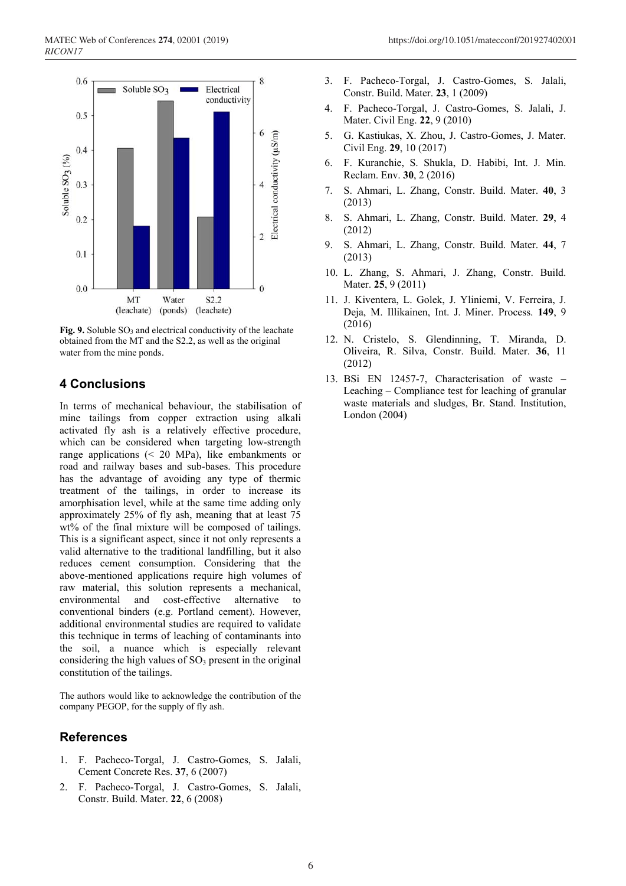0.6
0.5
0.4
0.3
0.2
0.1
0.0

Soluble $SO_3$ (%)

Soluble $SO_3$

Electrical conductivity

8
6
4
2
0

Electrical conductivity (µS/m)

MT (leachate)
Water (ponds)
S2.2 (leachate)

**Fig. 9.** Soluble $SO_3$ and electrical conductivity of the leachate obtained from the MT and the S2.2, as well as the original water from the mine ponds.

## 4 Conclusions

In terms of mechanical behaviour, the stabilisation of mine tailings from copper extraction using alkali activated fly ash is a relatively effective procedure, which can be considered when targeting low-strength range applications (< 20 MPa), like embankments or road and railway bases and sub-bases. This procedure has the advantage of avoiding any type of thermic treatment of the tailings, in order to increase its amorphisation level, while at the same time adding only approximately 25% of fly ash, meaning that at least 75 wt% of the final mixture will be composed of tailings. This is a significant aspect, since it not only represents a valid alternative to the traditional landfilling, but it also reduces cement consumption. Considering that the above-mentioned applications require high volumes of raw material, this solution represents a mechanical, environmental and cost-effective alternative to conventional binders (e.g. Portland cement). However, additional environmental studies are required to validate this technique in terms of leaching of contaminants into the soil, a nuance which is especially relevant considering the high values of $SO_3$ present in the original constitution of the tailings.

The authors would like to acknowledge the contribution of the company PEGOP, for the supply of fly ash.

## References

1. F. Pacheco-Torgal, J. Castro-Gomes, S. Jalali, Cement Concrete Res. **37**, 6 (2007)
2. F. Pacheco-Torgal, J. Castro-Gomes, S. Jalali, Constr. Build. Mater. **22**, 6 (2008)
3. F. Pacheco-Torgal, J. Castro-Gomes, S. Jalali, Constr. Build. Mater. **23**, 1 (2009)
4. F. Pacheco-Torgal, J. Castro-Gomes, S. Jalali, J. Mater. Civil Eng. **22**, 9 (2010)
5. G. Kastiukas, X. Zhou, J. Castro-Gomes, J. Mater. Civil Eng. **29**, 10 (2017)
6. F. Kuranchie, S. Shukla, D. Habibi, Int. J. Min. Reclam. Env. **30**, 2 (2016)
7. S. Ahmari, L. Zhang, Constr. Build. Mater. **40**, 3 (2013)
8. S. Ahmari, L. Zhang, Constr. Build. Mater. **29**, 4 (2012)
9. S. Ahmari, L. Zhang, Constr. Build. Mater. **44**, 7 (2013)
10. L. Zhang, S. Ahmari, J. Zhang, Constr. Build. Mater. **25**, 9 (2011)
11. J. Kiventera, L. Golek, J. Yliniemi, V. Ferreira, J. Deja, M. Illikainen, Int. J. Miner. Process. **149**, 9 (2016)
12. N. Cristelo, S. Glendinning, T. Miranda, D. Oliveira, R. Silva, Constr. Build. Mater. **36**, 11 (2012)
13. BSi EN 12457-7, Characterisation of waste – Leaching – Compliance test for leaching of granular waste materials and sludges, Br. Stand. Institution, London (2004)